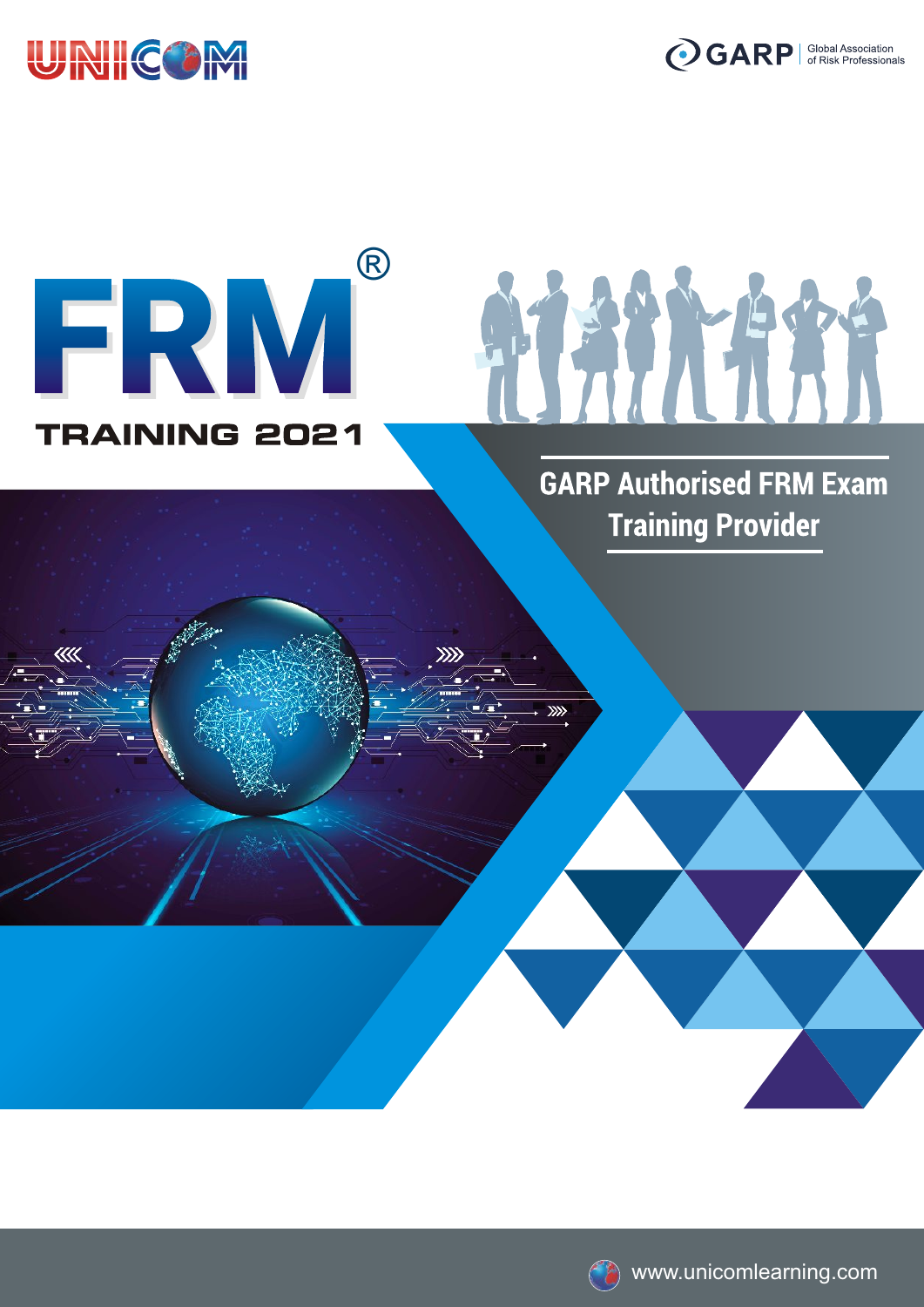UNICOM

GARP | Global Association of Risk Professionals

# FRM®

## TRAINING 2021

**GARP Authorised FRM Exam Training Provider**

www.unicomlearning.com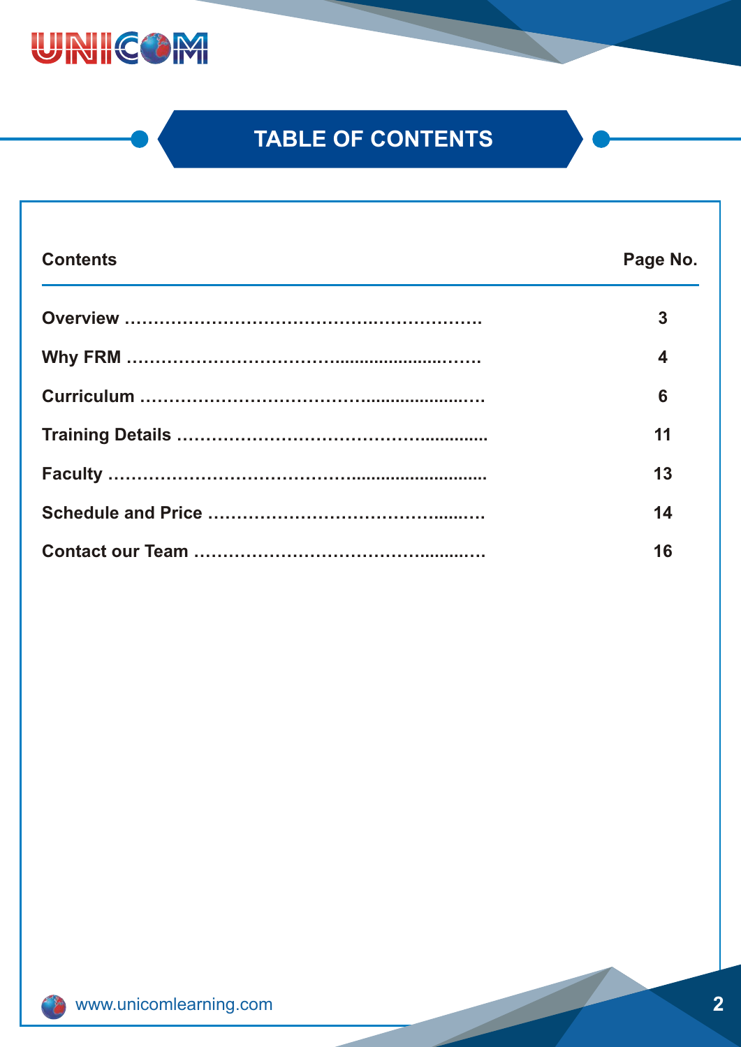# TABLE OF CONTENTS

| Contents | Page No. |
| --- | --- |
| Overview | 3 |
| Why FRM | 4 |
| Curriculum | 6 |
| Training Details | 11 |
| Faculty | 13 |
| Schedule and Price | 14 |
| Contact our Team | 16 |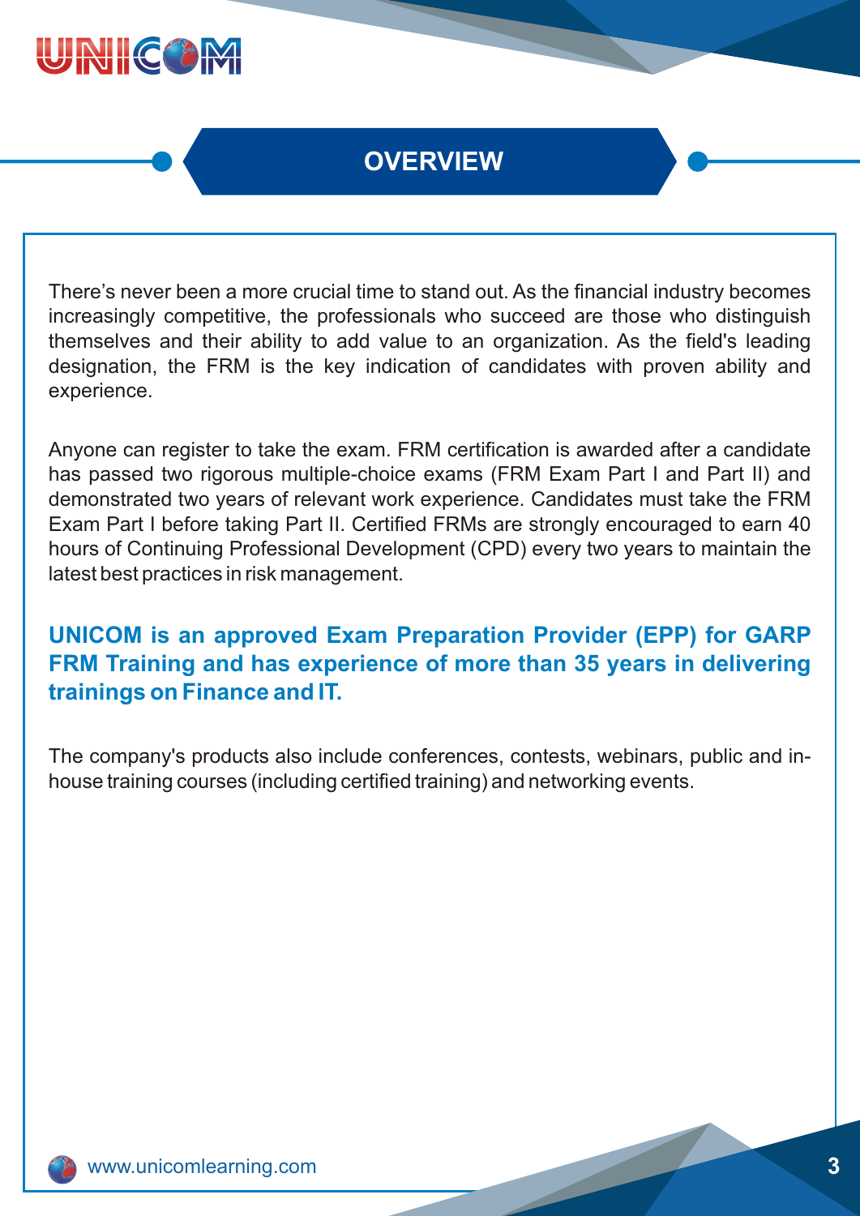## OVERVIEW

There's never been a more crucial time to stand out. As the financial industry becomes increasingly competitive, the professionals who succeed are those who distinguish themselves and their ability to add value to an organization. As the field's leading designation, the FRM is the key indication of candidates with proven ability and experience.

Anyone can register to take the exam. FRM certification is awarded after a candidate has passed two rigorous multiple-choice exams (FRM Exam Part I and Part II) and demonstrated two years of relevant work experience. Candidates must take the FRM Exam Part I before taking Part II. Certified FRMs are strongly encouraged to earn 40 hours of Continuing Professional Development (CPD) every two years to maintain the latest best practices in risk management.

**UNICOM is an approved Exam Preparation Provider (EPP) for GARP FRM Training and has experience of more than 35 years in delivering trainings on Finance and IT.**

The company's products also include conferences, contests, webinars, public and in-house training courses (including certified training) and networking events.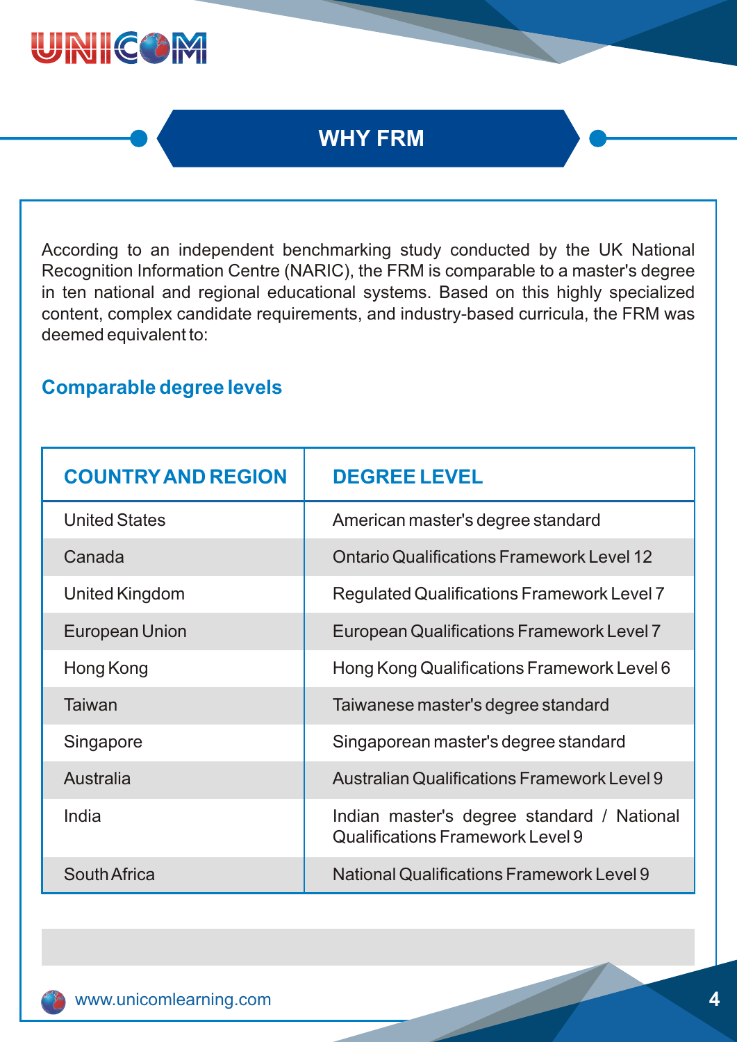## WHY FRM

According to an independent benchmarking study conducted by the UK National Recognition Information Centre (NARIC), the FRM is comparable to a master's degree in ten national and regional educational systems. Based on this highly specialized content, complex candidate requirements, and industry-based curricula, the FRM was deemed equivalent to:

### Comparable degree levels

| COUNTRY AND REGION | DEGREE LEVEL |
| --- | --- |
| United States | American master's degree standard |
| Canada | Ontario Qualifications Framework Level 12 |
| United Kingdom | Regulated Qualifications Framework Level 7 |
| European Union | European Qualifications Framework Level 7 |
| Hong Kong | Hong Kong Qualifications Framework Level 6 |
| Taiwan | Taiwanese master's degree standard |
| Singapore | Singaporean master's degree standard |
| Australia | Australian Qualifications Framework Level 9 |
| India | Indian master's degree standard / National Qualifications Framework Level 9 |
| South Africa | National Qualifications Framework Level 9 |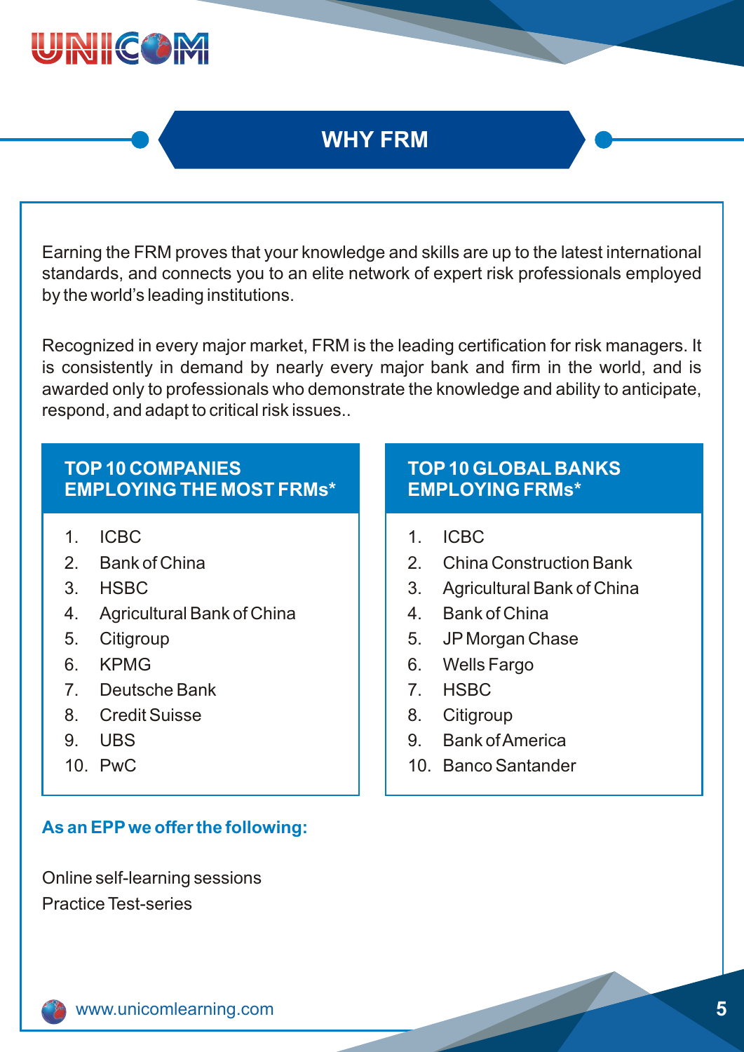## WHY FRM

Earning the FRM proves that your knowledge and skills are up to the latest international standards, and connects you to an elite network of expert risk professionals employed by the world's leading institutions.

Recognized in every major market, FRM is the leading certification for risk managers. It is consistently in demand by nearly every major bank and firm in the world, and is awarded only to professionals who demonstrate the knowledge and ability to anticipate, respond, and adapt to critical risk issues..

### TOP 10 COMPANIES EMPLOYING THE MOST FRMs*

1. ICBC
2. Bank of China
3. HSBC
4. Agricultural Bank of China
5. Citigroup
6. KPMG
7. Deutsche Bank
8. Credit Suisse
9. UBS
10. PwC

### TOP 10 GLOBAL BANKS EMPLOYING FRMs*

1. ICBC
2. China Construction Bank
3. Agricultural Bank of China
4. Bank of China
5. JP Morgan Chase
6. Wells Fargo
7. HSBC
8. Citigroup
9. Bank of America
10. Banco Santander

### As an EPP we offer the following:

Online self-learning sessions
Practice Test-series

www.unicomlearning.com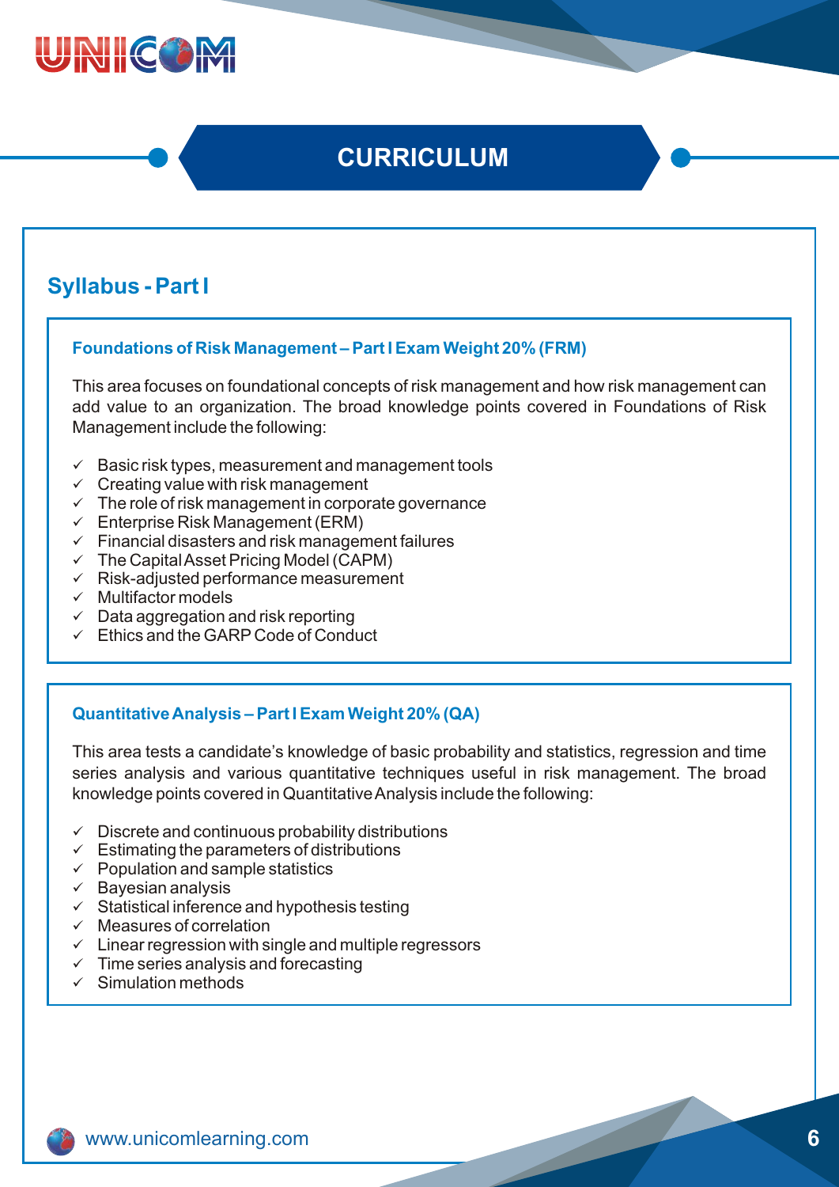# CURRICULUM

## Syllabus - Part I

### Foundations of Risk Management – Part I Exam Weight 20% (FRM)

This area focuses on foundational concepts of risk management and how risk management can add value to an organization. The broad knowledge points covered in Foundations of Risk Management include the following:

- ✓ Basic risk types, measurement and management tools
- ✓ Creating value with risk management
- ✓ The role of risk management in corporate governance
- ✓ Enterprise Risk Management (ERM)
- ✓ Financial disasters and risk management failures
- ✓ The Capital Asset Pricing Model (CAPM)
- ✓ Risk-adjusted performance measurement
- ✓ Multifactor models
- ✓ Data aggregation and risk reporting
- ✓ Ethics and the GARP Code of Conduct

### Quantitative Analysis – Part I Exam Weight 20% (QA)

This area tests a candidate's knowledge of basic probability and statistics, regression and time series analysis and various quantitative techniques useful in risk management. The broad knowledge points covered in Quantitative Analysis include the following:

- ✓ Discrete and continuous probability distributions
- ✓ Estimating the parameters of distributions
- ✓ Population and sample statistics
- ✓ Bayesian analysis
- ✓ Statistical inference and hypothesis testing
- ✓ Measures of correlation
- ✓ Linear regression with single and multiple regressors
- ✓ Time series analysis and forecasting
- ✓ Simulation methods

www.unicomlearning.com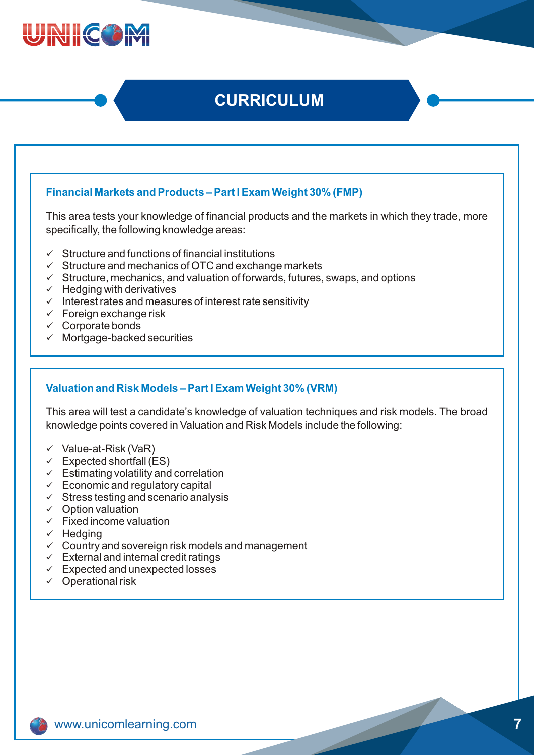# CURRICULUM

### Financial Markets and Products – Part I Exam Weight 30% (FMP)

This area tests your knowledge of financial products and the markets in which they trade, more specifically, the following knowledge areas:

- ✓ Structure and functions of financial institutions
- ✓ Structure and mechanics of OTC and exchange markets
- ✓ Structure, mechanics, and valuation of forwards, futures, swaps, and options
- ✓ Hedging with derivatives
- ✓ Interest rates and measures of interest rate sensitivity
- ✓ Foreign exchange risk
- ✓ Corporate bonds
- ✓ Mortgage-backed securities

### Valuation and Risk Models – Part I Exam Weight 30% (VRM)

This area will test a candidate's knowledge of valuation techniques and risk models. The broad knowledge points covered in Valuation and Risk Models include the following:

- ✓ Value-at-Risk (VaR)
- ✓ Expected shortfall (ES)
- ✓ Estimating volatility and correlation
- ✓ Economic and regulatory capital
- ✓ Stress testing and scenario analysis
- ✓ Option valuation
- ✓ Fixed income valuation
- ✓ Hedging
- ✓ Country and sovereign risk models and management
- ✓ External and internal credit ratings
- ✓ Expected and unexpected losses
- ✓ Operational risk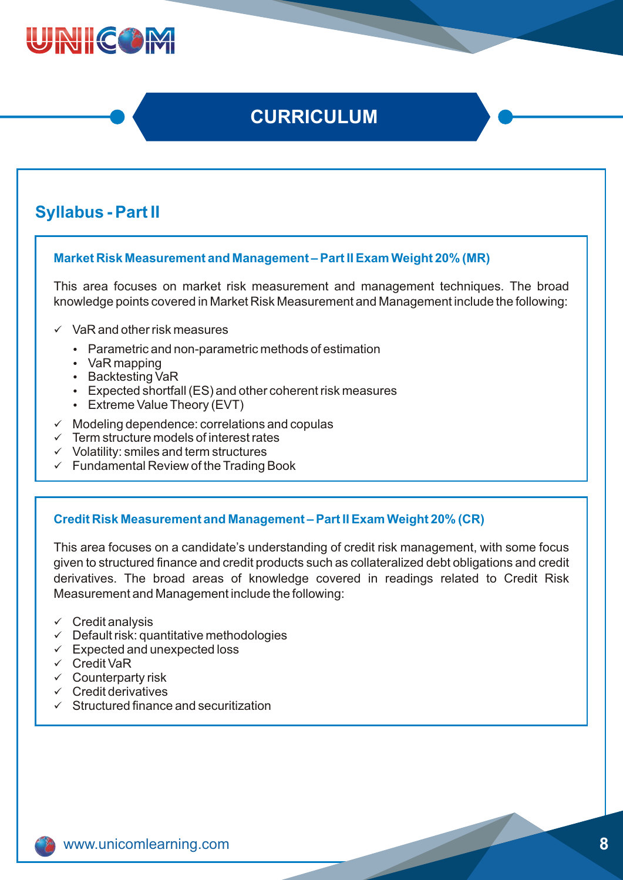# CURRICULUM

## Syllabus - Part II

### Market Risk Measurement and Management – Part II Exam Weight 20% (MR)

This area focuses on market risk measurement and management techniques. The broad knowledge points covered in Market Risk Measurement and Management include the following:

- ✓ VaR and other risk measures
  - Parametric and non-parametric methods of estimation
  - VaR mapping
  - Backtesting VaR
  - Expected shortfall (ES) and other coherent risk measures
  - Extreme Value Theory (EVT)
- ✓ Modeling dependence: correlations and copulas
- ✓ Term structure models of interest rates
- ✓ Volatility: smiles and term structures
- ✓ Fundamental Review of the Trading Book

### Credit Risk Measurement and Management – Part II Exam Weight 20% (CR)

This area focuses on a candidate's understanding of credit risk management, with some focus given to structured finance and credit products such as collateralized debt obligations and credit derivatives. The broad areas of knowledge covered in readings related to Credit Risk Measurement and Management include the following:

- ✓ Credit analysis
- ✓ Default risk: quantitative methodologies
- ✓ Expected and unexpected loss
- ✓ Credit VaR
- ✓ Counterparty risk
- ✓ Credit derivatives
- ✓ Structured finance and securitization

www.unicomlearning.com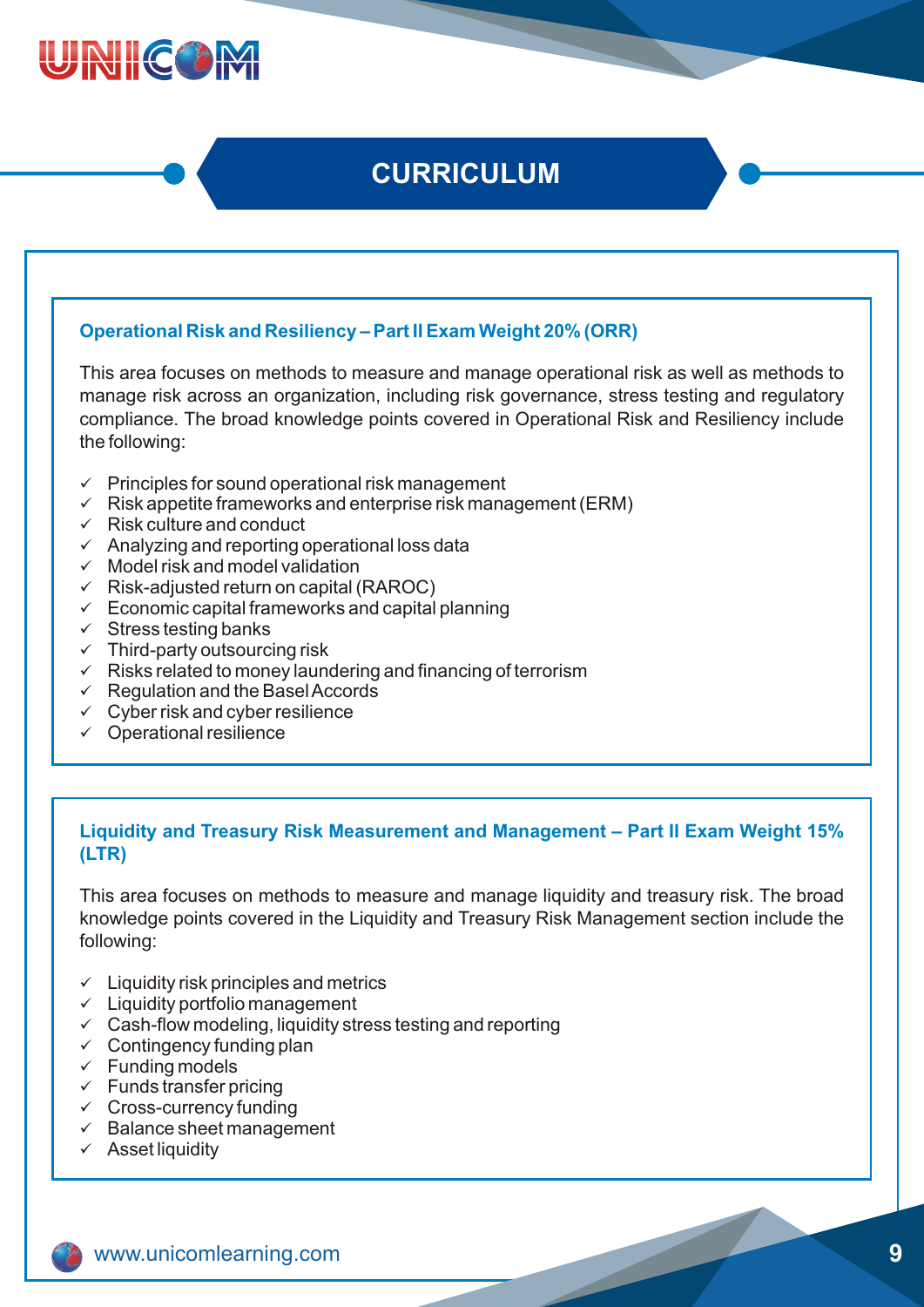# CURRICULUM

### Operational Risk and Resiliency – Part II Exam Weight 20% (ORR)

This area focuses on methods to measure and manage operational risk as well as methods to manage risk across an organization, including risk governance, stress testing and regulatory compliance. The broad knowledge points covered in Operational Risk and Resiliency include the following:

- ✓ Principles for sound operational risk management
- ✓ Risk appetite frameworks and enterprise risk management (ERM)
- ✓ Risk culture and conduct
- ✓ Analyzing and reporting operational loss data
- ✓ Model risk and model validation
- ✓ Risk-adjusted return on capital (RAROC)
- ✓ Economic capital frameworks and capital planning
- ✓ Stress testing banks
- ✓ Third-party outsourcing risk
- ✓ Risks related to money laundering and financing of terrorism
- ✓ Regulation and the Basel Accords
- ✓ Cyber risk and cyber resilience
- ✓ Operational resilience

### Liquidity and Treasury Risk Measurement and Management – Part II Exam Weight 15% (LTR)

This area focuses on methods to measure and manage liquidity and treasury risk. The broad knowledge points covered in the Liquidity and Treasury Risk Management section include the following:

- ✓ Liquidity risk principles and metrics
- ✓ Liquidity portfolio management
- ✓ Cash-flow modeling, liquidity stress testing and reporting
- ✓ Contingency funding plan
- ✓ Funding models
- ✓ Funds transfer pricing
- ✓ Cross-currency funding
- ✓ Balance sheet management
- ✓ Asset liquidity

www.unicomlearning.com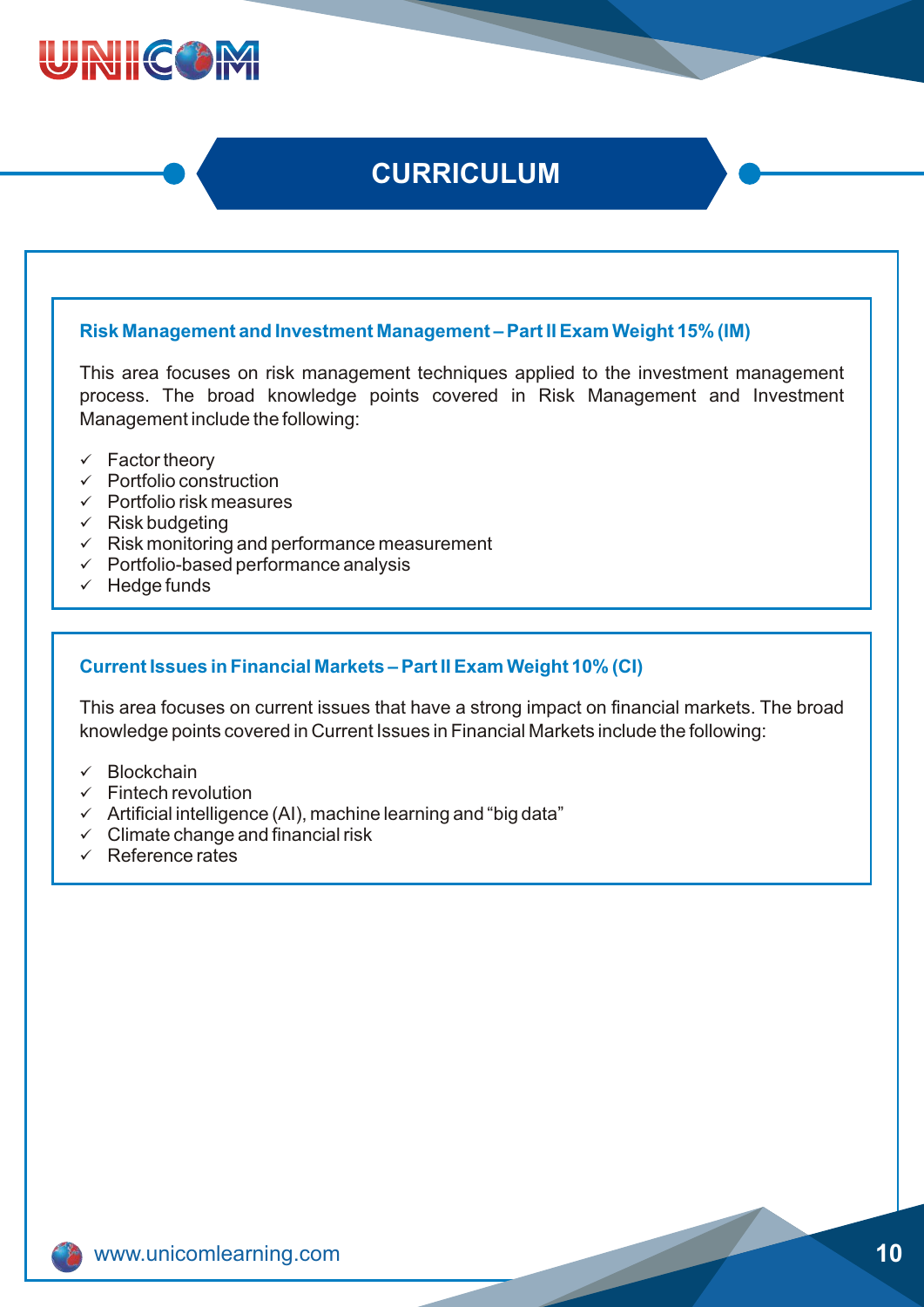# CURRICULUM

### Risk Management and Investment Management – Part II Exam Weight 15% (IM)

This area focuses on risk management techniques applied to the investment management process. The broad knowledge points covered in Risk Management and Investment Management include the following:

- ✓ Factor theory
- ✓ Portfolio construction
- ✓ Portfolio risk measures
- ✓ Risk budgeting
- ✓ Risk monitoring and performance measurement
- ✓ Portfolio-based performance analysis
- ✓ Hedge funds

### Current Issues in Financial Markets – Part II Exam Weight 10% (CI)

This area focuses on current issues that have a strong impact on financial markets. The broad knowledge points covered in Current Issues in Financial Markets include the following:

- ✓ Blockchain
- ✓ Fintech revolution
- ✓ Artificial intelligence (AI), machine learning and "big data"
- ✓ Climate change and financial risk
- ✓ Reference rates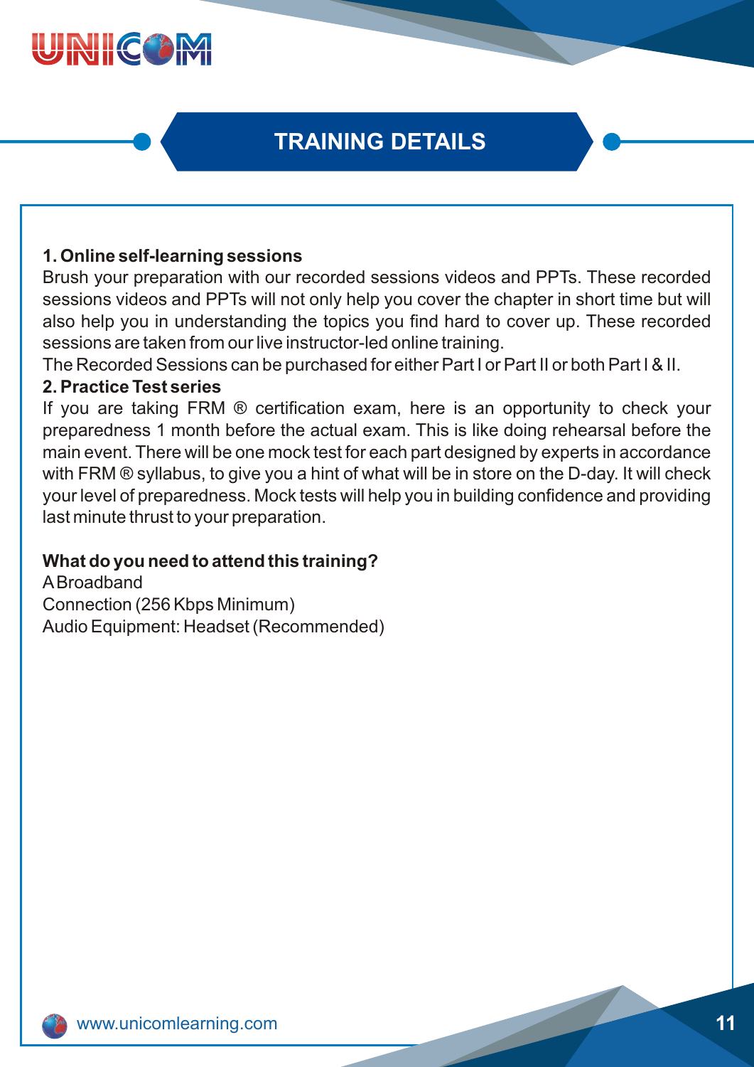## TRAINING DETAILS

**1. Online self-learning sessions**

Brush your preparation with our recorded sessions videos and PPTs. These recorded sessions videos and PPTs will not only help you cover the chapter in short time but will also help you in understanding the topics you find hard to cover up. These recorded sessions are taken from our live instructor-led online training.

The Recorded Sessions can be purchased for either Part I or Part II or both Part I & II.

**2. Practice Test series**

If you are taking FRM ® certification exam, here is an opportunity to check your preparedness 1 month before the actual exam. This is like doing rehearsal before the main event. There will be one mock test for each part designed by experts in accordance with FRM ® syllabus, to give you a hint of what will be in store on the D-day. It will check your level of preparedness. Mock tests will help you in building confidence and providing last minute thrust to your preparation.

**What do you need to attend this training?**

A Broadband
Connection (256 Kbps Minimum)
Audio Equipment: Headset (Recommended)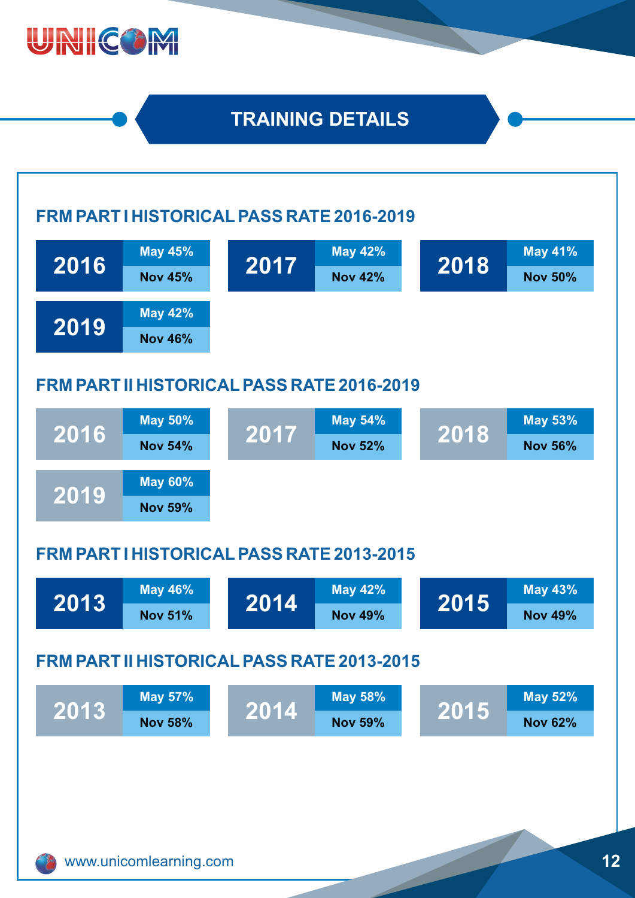# TRAINING DETAILS

## FRM PART I HISTORICAL PASS RATE 2016-2019

| Year | May | Nov |
|---|---|---|
| 2016 | May 45% | Nov 45% |
| 2017 | May 42% | Nov 42% |
| 2018 | May 41% | Nov 50% |
| 2019 | May 42% | Nov 46% |

## FRM PART II HISTORICAL PASS RATE 2016-2019

| Year | May | Nov |
|---|---|---|
| 2016 | May 50% | Nov 54% |
| 2017 | May 54% | Nov 52% |
| 2018 | May 53% | Nov 56% |
| 2019 | May 60% | Nov 59% |

## FRM PART I HISTORICAL PASS RATE 2013-2015

| Year | May | Nov |
|---|---|---|
| 2013 | May 46% | Nov 51% |
| 2014 | May 42% | Nov 49% |
| 2015 | May 43% | Nov 49% |

## FRM PART II HISTORICAL PASS RATE 2013-2015

| Year | May | Nov |
|---|---|---|
| 2013 | May 57% | Nov 58% |
| 2014 | May 58% | Nov 59% |
| 2015 | May 52% | Nov 62% |

www.unicomlearning.com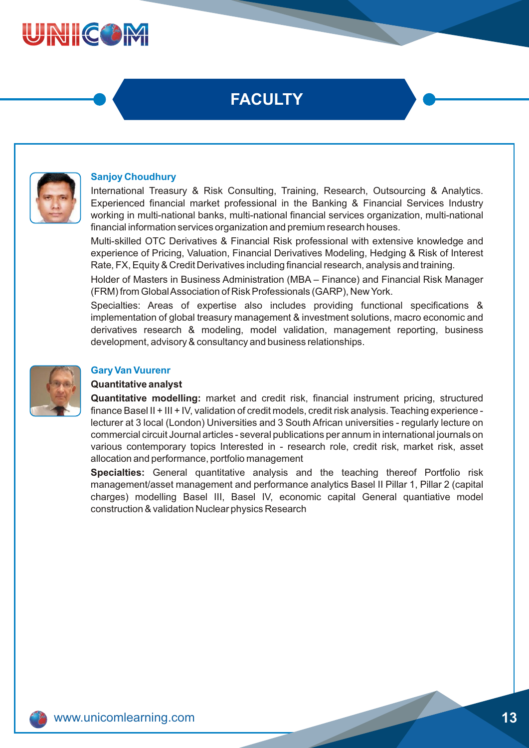# FACULTY

### Sanjoy Choudhury

International Treasury & Risk Consulting, Training, Research, Outsourcing & Analytics. Experienced financial market professional in the Banking & Financial Services Industry working in multi-national banks, multi-national financial services organization, multi-national financial information services organization and premium research houses.

Multi-skilled OTC Derivatives & Financial Risk professional with extensive knowledge and experience of Pricing, Valuation, Financial Derivatives Modeling, Hedging & Risk of Interest Rate, FX, Equity & Credit Derivatives including financial research, analysis and training.

Holder of Masters in Business Administration (MBA – Finance) and Financial Risk Manager (FRM) from Global Association of Risk Professionals (GARP), New York.

Specialties: Areas of expertise also includes providing functional specifications & implementation of global treasury management & investment solutions, macro economic and derivatives research & modeling, model validation, management reporting, business development, advisory & consultancy and business relationships.

### Gary Van Vuurenr

**Quantitative analyst**

**Quantitative modelling:** market and credit risk, financial instrument pricing, structured finance Basel II + III + IV, validation of credit models, credit risk analysis. Teaching experience - lecturer at 3 local (London) Universities and 3 South African universities - regularly lecture on commercial circuit Journal articles - several publications per annum in international journals on various contemporary topics Interested in - research role, credit risk, market risk, asset allocation and performance, portfolio management

**Specialties:** General quantitative analysis and the teaching thereof Portfolio risk management/asset management and performance analytics Basel II Pillar 1, Pillar 2 (capital charges) modelling Basel III, Basel IV, economic capital General quantiative model construction & validation Nuclear physics Research

www.unicomlearning.com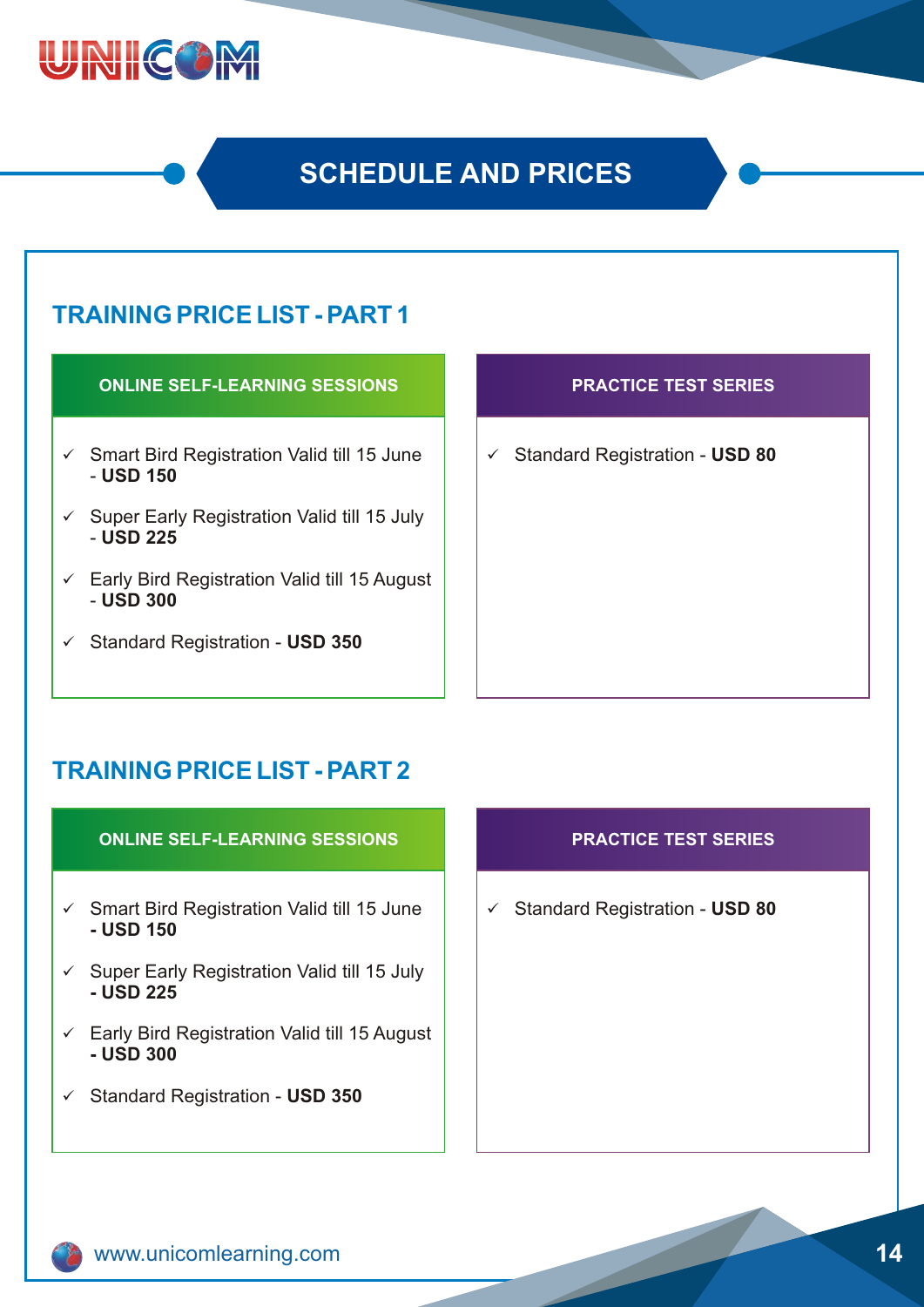# SCHEDULE AND PRICES

## TRAINING PRICE LIST - PART 1

### ONLINE SELF-LEARNING SESSIONS

- ✓ Smart Bird Registration Valid till 15 June - **USD 150**
- ✓ Super Early Registration Valid till 15 July - **USD 225**
- ✓ Early Bird Registration Valid till 15 August - **USD 300**
- ✓ Standard Registration - **USD 350**

### PRACTICE TEST SERIES

- ✓ Standard Registration - **USD 80**

## TRAINING PRICE LIST - PART 2

### ONLINE SELF-LEARNING SESSIONS

- ✓ Smart Bird Registration Valid till 15 June **- USD 150**
- ✓ Super Early Registration Valid till 15 July **- USD 225**
- ✓ Early Bird Registration Valid till 15 August **- USD 300**
- ✓ Standard Registration - **USD 350**

### PRACTICE TEST SERIES

- ✓ Standard Registration - **USD 80**

www.unicomlearning.com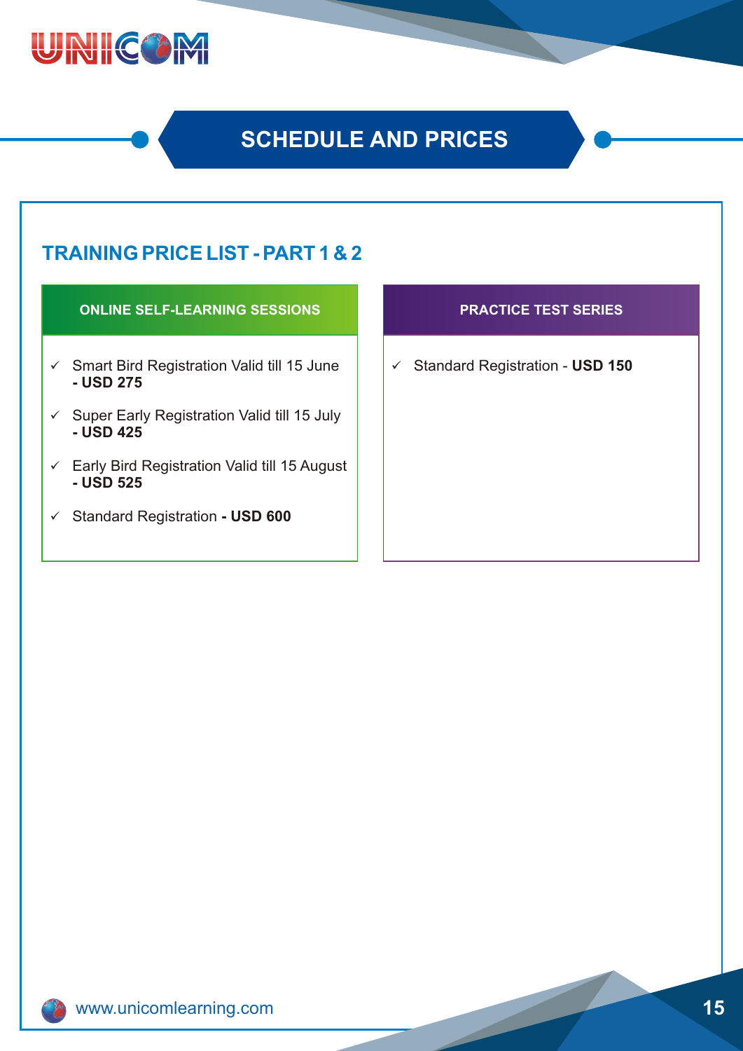# SCHEDULE AND PRICES

## TRAINING PRICE LIST - PART 1 & 2

### ONLINE SELF-LEARNING SESSIONS

- ✓ Smart Bird Registration Valid till 15 June **- USD 275**
- ✓ Super Early Registration Valid till 15 July **- USD 425**
- ✓ Early Bird Registration Valid till 15 August **- USD 525**
- ✓ Standard Registration **- USD 600**

### PRACTICE TEST SERIES

- ✓ Standard Registration - **USD 150**

www.unicomlearning.com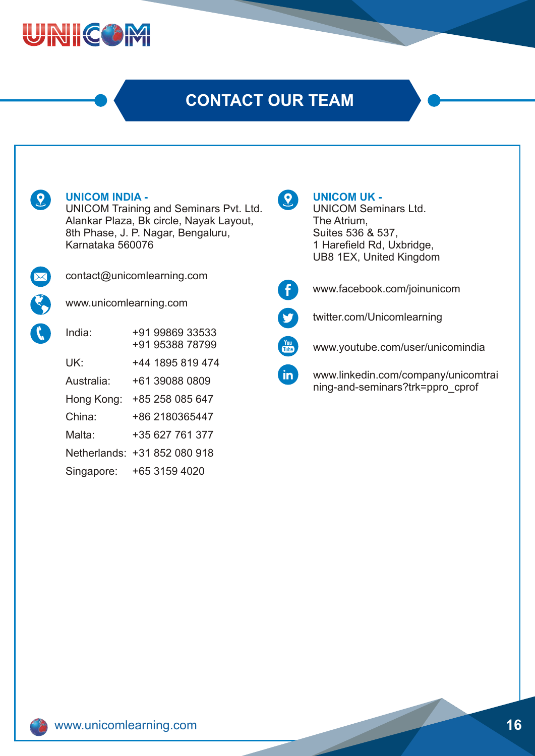# CONTACT OUR TEAM

**UNICOM INDIA -**
UNICOM Training and Seminars Pvt. Ltd.
Alankar Plaza, Bk circle, Nayak Layout,
8th Phase, J. P. Nagar, Bengaluru,
Karnataka 560076

contact@unicomlearning.com

www.unicomlearning.com

| | |
|---|---|
| India: | +91 99869 33533<br>+91 95388 78799 |
| UK: | +44 1895 819 474 |
| Australia: | +61 39088 0809 |
| Hong Kong: | +85 258 085 647 |
| China: | +86 2180365447 |
| Malta: | +35 627 761 377 |
| Netherlands: | +31 852 080 918 |
| Singapore: | +65 3159 4020 |

**UNICOM UK -**
UNICOM Seminars Ltd.
The Atrium,
Suites 536 & 537,
1 Harefield Rd, Uxbridge,
UB8 1EX, United Kingdom

www.facebook.com/joinunicom

twitter.com/Unicomlearning

www.youtube.com/user/unicomindia

www.linkedin.com/company/unicomtraining-and-seminars?trk=ppro_cprof